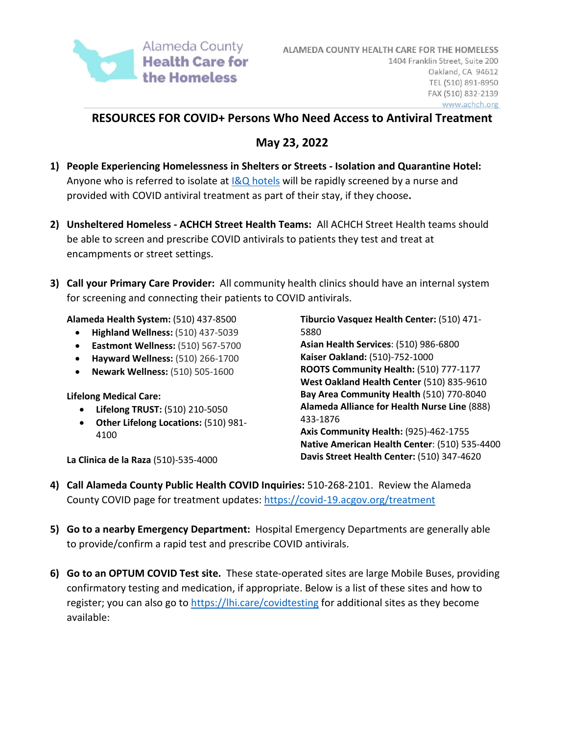Alameda County Health Care for the Homeless

ALAMEDA COUNTY HEALTH CARE FOR THE HOMELESS
1404 Franklin Street, Suite 200
Oakland, CA 94612
TEL (510) 891-8950
FAX (510) 832-2139
www.achch.org

# RESOURCES FOR COVID+ Persons Who Need Access to Antiviral Treatment

## May 23, 2022

1) **People Experiencing Homelessness in Shelters or Streets - Isolation and Quarantine Hotel:** Anyone who is referred to isolate at I&Q hotels will be rapidly screened by a nurse and provided with COVID antiviral treatment as part of their stay, if they choose**.**

2) **Unsheltered Homeless - ACHCH Street Health Teams:** All ACHCH Street Health teams should be able to screen and prescribe COVID antivirals to patients they test and treat at encampments or street settings.

3) **Call your Primary Care Provider:** All community health clinics should have an internal system for screening and connecting their patients to COVID antivirals.

   **Alameda Health System:** (510) 437-8500
   - **Highland Wellness:** (510) 437-5039
   - **Eastmont Wellness:** (510) 567-5700
   - **Hayward Wellness:** (510) 266-1700
   - **Newark Wellness:** (510) 505-1600

   **Lifelong Medical Care:**
   - **Lifelong TRUST:** (510) 210-5050
   - **Other Lifelong Locations:** (510) 981-4100

   **La Clinica de la Raza** (510)-535-4000

   **Tiburcio Vasquez Health Center:** (510) 471-5880
   **Asian Health Services**: (510) 986-6800
   **Kaiser Oakland:** (510)-752-1000
   **ROOTS Community Health:** (510) 777-1177
   **West Oakland Health Center** (510) 835-9610
   **Bay Area Community Health** (510) 770-8040
   **Alameda Alliance for Health Nurse Line** (888) 433-1876
   **Axis Community Health:** (925)-462-1755
   **Native American Health Center**: (510) 535-4400
   **Davis Street Health Center:** (510) 347-4620

4) **Call Alameda County Public Health COVID Inquiries:** 510-268-2101. Review the Alameda County COVID page for treatment updates: https://covid-19.acgov.org/treatment

5) **Go to a nearby Emergency Department:** Hospital Emergency Departments are generally able to provide/confirm a rapid test and prescribe COVID antivirals.

6) **Go to an OPTUM COVID Test site.** These state-operated sites are large Mobile Buses, providing confirmatory testing and medication, if appropriate. Below is a list of these sites and how to register; you can also go to https://lhi.care/covidtesting for additional sites as they become available: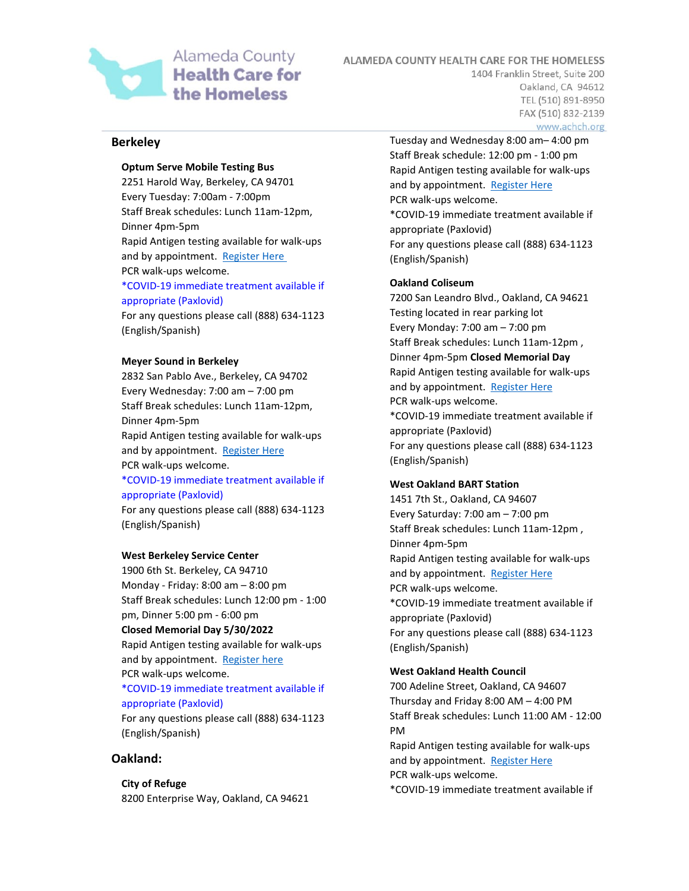## Berkeley

**Optum Serve Mobile Testing Bus**
2251 Harold Way, Berkeley, CA 94701
Every Tuesday: 7:00am - 7:00pm
Staff Break schedules: Lunch 11am-12pm, Dinner 4pm-5pm
Rapid Antigen testing available for walk-ups and by appointment. Register Here
PCR walk-ups welcome.
*COVID-19 immediate treatment available if appropriate (Paxlovid)
For any questions please call (888) 634-1123 (English/Spanish)

**Meyer Sound in Berkeley**
2832 San Pablo Ave., Berkeley, CA 94702
Every Wednesday: 7:00 am – 7:00 pm
Staff Break schedules: Lunch 11am-12pm, Dinner 4pm-5pm
Rapid Antigen testing available for walk-ups and by appointment. Register Here
PCR walk-ups welcome.
*COVID-19 immediate treatment available if appropriate (Paxlovid)
For any questions please call (888) 634-1123 (English/Spanish)

**West Berkeley Service Center**
1900 6th St. Berkeley, CA 94710
Monday - Friday: 8:00 am – 8:00 pm
Staff Break schedules: Lunch 12:00 pm - 1:00 pm, Dinner 5:00 pm - 6:00 pm
**Closed Memorial Day 5/30/2022**
Rapid Antigen testing available for walk-ups and by appointment. Register here
PCR walk-ups welcome.
*COVID-19 immediate treatment available if appropriate (Paxlovid)
For any questions please call (888) 634-1123 (English/Spanish)

## Oakland:

**City of Refuge**
8200 Enterprise Way, Oakland, CA 94621
Tuesday and Wednesday 8:00 am– 4:00 pm
Staff Break schedule: 12:00 pm - 1:00 pm
Rapid Antigen testing available for walk-ups and by appointment. Register Here
PCR walk-ups welcome.
*COVID-19 immediate treatment available if appropriate (Paxlovid)
For any questions please call (888) 634-1123 (English/Spanish)

**Oakland Coliseum**
7200 San Leandro Blvd., Oakland, CA 94621
Testing located in rear parking lot
Every Monday: 7:00 am – 7:00 pm
Staff Break schedules: Lunch 11am-12pm , Dinner 4pm-5pm **Closed Memorial Day**
Rapid Antigen testing available for walk-ups and by appointment. Register Here
PCR walk-ups welcome.
*COVID-19 immediate treatment available if appropriate (Paxlovid)
For any questions please call (888) 634-1123 (English/Spanish)

**West Oakland BART Station**
1451 7th St., Oakland, CA 94607
Every Saturday: 7:00 am – 7:00 pm
Staff Break schedules: Lunch 11am-12pm , Dinner 4pm-5pm
Rapid Antigen testing available for walk-ups and by appointment. Register Here
PCR walk-ups welcome.
*COVID-19 immediate treatment available if appropriate (Paxlovid)
For any questions please call (888) 634-1123 (English/Spanish)

**West Oakland Health Council**
700 Adeline Street, Oakland, CA 94607
Thursday and Friday 8:00 AM – 4:00 PM
Staff Break schedules: Lunch 11:00 AM - 12:00 PM
Rapid Antigen testing available for walk-ups and by appointment. Register Here
PCR walk-ups welcome.
*COVID-19 immediate treatment available if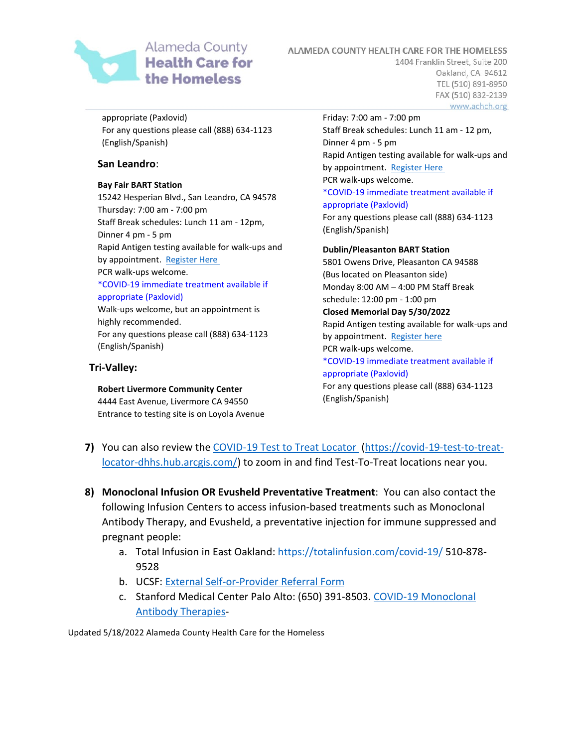appropriate (Paxlovid)
For any questions please call (888) 634-1123 (English/Spanish)

**San Leandro**:

**Bay Fair BART Station**
15242 Hesperian Blvd., San Leandro, CA 94578
Thursday: 7:00 am - 7:00 pm
Staff Break schedules: Lunch 11 am - 12pm, Dinner 4 pm - 5 pm
Rapid Antigen testing available for walk-ups and by appointment. [Register Here](#)
PCR walk-ups welcome.
*COVID-19 immediate treatment available if appropriate (Paxlovid)
Walk-ups welcome, but an appointment is highly recommended.
For any questions please call (888) 634-1123 (English/Spanish)

**Tri-Valley:**

**Robert Livermore Community Center**
4444 East Avenue, Livermore CA 94550
Entrance to testing site is on Loyola Avenue
Friday: 7:00 am - 7:00 pm
Staff Break schedules: Lunch 11 am - 12 pm, Dinner 4 pm - 5 pm
Rapid Antigen testing available for walk-ups and by appointment. [Register Here](#)
PCR walk-ups welcome.
*COVID-19 immediate treatment available if appropriate (Paxlovid)
For any questions please call (888) 634-1123 (English/Spanish)

**Dublin/Pleasanton BART Station**
5801 Owens Drive, Pleasanton CA 94588
(Bus located on Pleasanton side)
Monday 8:00 AM – 4:00 PM Staff Break schedule: 12:00 pm - 1:00 pm
**Closed Memorial Day 5/30/2022**
Rapid Antigen testing available for walk-ups and by appointment. [Register here](#)
PCR walk-ups welcome.
*COVID-19 immediate treatment available if appropriate (Paxlovid)
For any questions please call (888) 634-1123 (English/Spanish)

7) You can also review the [COVID-19 Test to Treat Locator](https://covid-19-test-to-treat-locator-dhhs.hub.arcgis.com/) (https://covid-19-test-to-treat-locator-dhhs.hub.arcgis.com/) to zoom in and find Test-To-Treat locations near you.

8) **Monoclonal Infusion OR Evusheld Preventative Treatment**: You can also contact the following Infusion Centers to access infusion-based treatments such as Monoclonal Antibody Therapy, and Evusheld, a preventative injection for immune suppressed and pregnant people:
   a. Total Infusion in East Oakland: https://totalinfusion.com/covid-19/ 510-878-9528
   b. UCSF: [External Self-or-Provider Referral Form](#)
   c. Stanford Medical Center Palo Alto: (650) 391-8503. [COVID-19 Monoclonal Antibody Therapies](#)-

Updated 5/18/2022 Alameda County Health Care for the Homeless